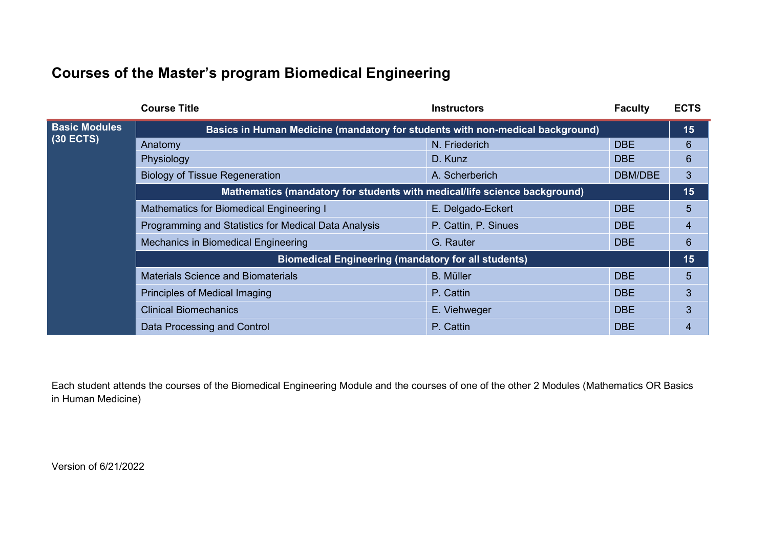# Courses of the Master's program Biomedical Engineering

| | Course Title | Instructors | Faculty | ECTS |
|---|---|---|---|---|
| **Basic Modules (30 ECTS)** | **Basics in Human Medicine (mandatory for students with non-medical background)** | | | **15** |
| | Anatomy | N. Friederich | DBE | 6 |
| | Physiology | D. Kunz | DBE | 6 |
| | Biology of Tissue Regeneration | A. Scherberich | DBM/DBE | 3 |
| | **Mathematics (mandatory for students with medical/life science background)** | | | **15** |
| | Mathematics for Biomedical Engineering I | E. Delgado-Eckert | DBE | 5 |
| | Programming and Statistics for Medical Data Analysis | P. Cattin, P. Sinues | DBE | 4 |
| | Mechanics in Biomedical Engineering | G. Rauter | DBE | 6 |
| | **Biomedical Engineering (mandatory for all students)** | | | **15** |
| | Materials Science and Biomaterials | B. Müller | DBE | 5 |
| | Principles of Medical Imaging | P. Cattin | DBE | 3 |
| | Clinical Biomechanics | E. Viehweger | DBE | 3 |
| | Data Processing and Control | P. Cattin | DBE | 4 |

Each student attends the courses of the Biomedical Engineering Module and the courses of one of the other 2 Modules (Mathematics OR Basics in Human Medicine)

Version of 6/21/2022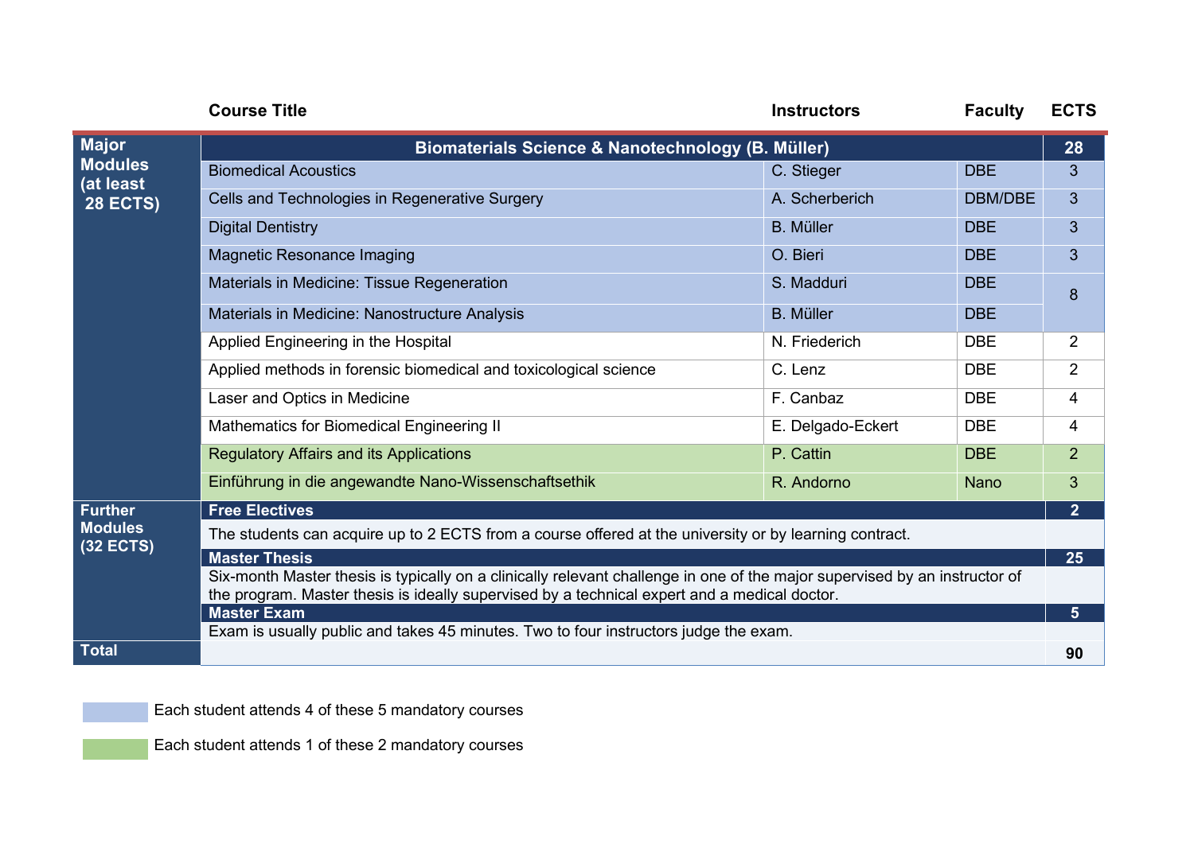| | Course Title | Instructors | Faculty | ECTS |
|---|---|---|---|---|
| **Major Modules (at least 28 ECTS)** | **Biomaterials Science & Nanotechnology (B. Müller)** | | | **28** |
| | Biomedical Acoustics | C. Stieger | DBE | 3 |
| | Cells and Technologies in Regenerative Surgery | A. Scherberich | DBM/DBE | 3 |
| | Digital Dentistry | B. Müller | DBE | 3 |
| | Magnetic Resonance Imaging | O. Bieri | DBE | 3 |
| | Materials in Medicine: Tissue Regeneration | S. Madduri | DBE | 8 |
| | Materials in Medicine: Nanostructure Analysis | B. Müller | DBE | |
| | Applied Engineering in the Hospital | N. Friederich | DBE | 2 |
| | Applied methods in forensic biomedical and toxicological science | C. Lenz | DBE | 2 |
| | Laser and Optics in Medicine | F. Canbaz | DBE | 4 |
| | Mathematics for Biomedical Engineering II | E. Delgado-Eckert | DBE | 4 |
| | Regulatory Affairs and its Applications | P. Cattin | DBE | 2 |
| | Einführung in die angewandte Nano-Wissenschaftsethik | R. Andorno | Nano | 3 |
| **Further Modules (32 ECTS)** | **Free Electives** | | | **2** |
| | The students can acquire up to 2 ECTS from a course offered at the university or by learning contract. | | | |
| | **Master Thesis** | | | **25** |
| | Six-month Master thesis is typically on a clinically relevant challenge in one of the major supervised by an instructor of the program. Master thesis is ideally supervised by a technical expert and a medical doctor. | | | |
| | **Master Exam** | | | **5** |
| | Exam is usually public and takes 45 minutes. Two to four instructors judge the exam. | | | |
| **Total** | | | | **90** |

Blue: Each student attends 4 of these 5 mandatory courses

Green: Each student attends 1 of these 2 mandatory courses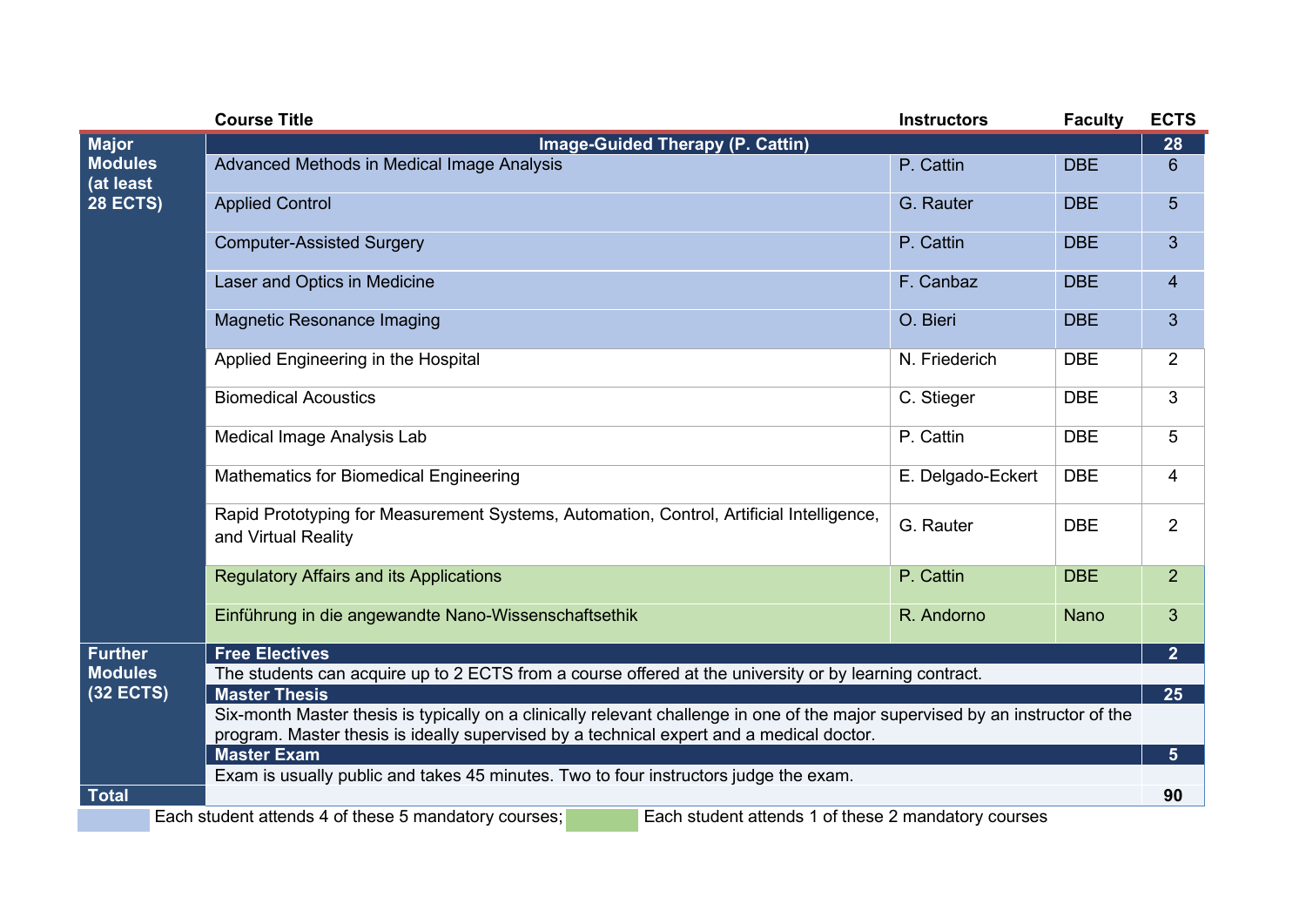| | Course Title | Instructors | Faculty | ECTS |
|---|---|---|---|---|
| **Major Modules (at least 28 ECTS)** | **Image-Guided Therapy (P. Cattin)** | | | **28** |
| | Advanced Methods in Medical Image Analysis | P. Cattin | DBE | 6 |
| | Applied Control | G. Rauter | DBE | 5 |
| | Computer-Assisted Surgery | P. Cattin | DBE | 3 |
| | Laser and Optics in Medicine | F. Canbaz | DBE | 4 |
| | Magnetic Resonance Imaging | O. Bieri | DBE | 3 |
| | Applied Engineering in the Hospital | N. Friederich | DBE | 2 |
| | Biomedical Acoustics | C. Stieger | DBE | 3 |
| | Medical Image Analysis Lab | P. Cattin | DBE | 5 |
| | Mathematics for Biomedical Engineering | E. Delgado-Eckert | DBE | 4 |
| | Rapid Prototyping for Measurement Systems, Automation, Control, Artificial Intelligence, and Virtual Reality | G. Rauter | DBE | 2 |
| | Regulatory Affairs and its Applications | P. Cattin | DBE | 2 |
| | Einführung in die angewandte Nano-Wissenschaftsethik | R. Andorno | Nano | 3 |
| **Further Modules (32 ECTS)** | **Free Electives** | | | **2** |
| | The students can acquire up to 2 ECTS from a course offered at the university or by learning contract. | | | |
| | **Master Thesis** | | | **25** |
| | Six-month Master thesis is typically on a clinically relevant challenge in one of the major supervised by an instructor of the program. Master thesis is ideally supervised by a technical expert and a medical doctor. | | | |
| | **Master Exam** | | | **5** |
| | Exam is usually public and takes 45 minutes. Two to four instructors judge the exam. | | | |
| **Total** | | | | **90** |

Each student attends 4 of these 5 mandatory courses (Advanced Methods in Medical Image Analysis, Applied Control, Computer-Assisted Surgery, Laser and Optics in Medicine, Magnetic Resonance Imaging); Each student attends 1 of these 2 mandatory courses (Regulatory Affairs and its Applications, Einführung in die angewandte Nano-Wissenschaftsethik)